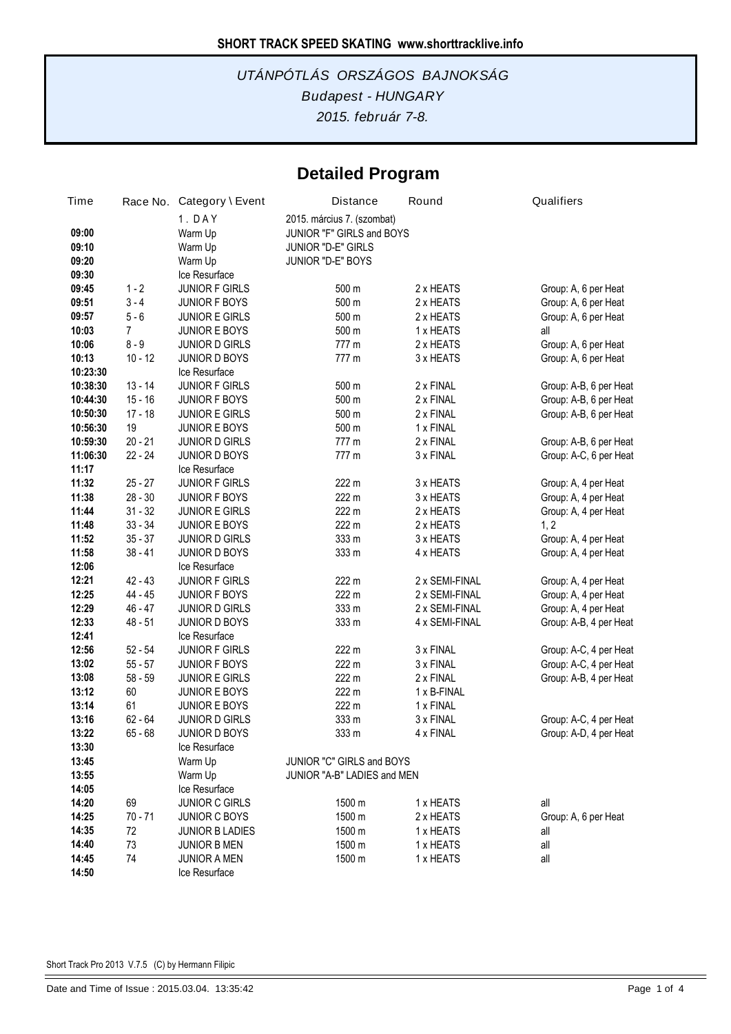SHORT TRACK SPEED SKATING www.shorttracklive.info

*UTÁNPÓTLÁS ORSZÁGOS BAJNOKSÁG*

*Budapest - HUNGARY*

*2015. február 7-8.*

## Detailed Program

| Time | Race No. | Category \ Event | Distance | Round | Qualifiers |
|---|---|---|---|---|---|
| | | 1 . D A Y | 2015. március 7. (szombat) | | |
| **09:00** | | Warm Up | JUNIOR "F" GIRLS and BOYS | | |
| **09:10** | | Warm Up | JUNIOR "D-E" GIRLS | | |
| **09:20** | | Warm Up | JUNIOR "D-E" BOYS | | |
| **09:30** | | Ice Resurface | | | |
| **09:45** | 1 - 2 | JUNIOR F GIRLS | 500 m | 2 x HEATS | Group: A, 6 per Heat |
| **09:51** | 3 - 4 | JUNIOR F BOYS | 500 m | 2 x HEATS | Group: A, 6 per Heat |
| **09:57** | 5 - 6 | JUNIOR E GIRLS | 500 m | 2 x HEATS | Group: A, 6 per Heat |
| **10:03** | 7 | JUNIOR E BOYS | 500 m | 1 x HEATS | all |
| **10:06** | 8 - 9 | JUNIOR D GIRLS | 777 m | 2 x HEATS | Group: A, 6 per Heat |
| **10:13** | 10 - 12 | JUNIOR D BOYS | 777 m | 3 x HEATS | Group: A, 6 per Heat |
| **10:23:30** | | Ice Resurface | | | |
| **10:38:30** | 13 - 14 | JUNIOR F GIRLS | 500 m | 2 x FINAL | Group: A-B, 6 per Heat |
| **10:44:30** | 15 - 16 | JUNIOR F BOYS | 500 m | 2 x FINAL | Group: A-B, 6 per Heat |
| **10:50:30** | 17 - 18 | JUNIOR E GIRLS | 500 m | 2 x FINAL | Group: A-B, 6 per Heat |
| **10:56:30** | 19 | JUNIOR E BOYS | 500 m | 1 x FINAL | |
| **10:59:30** | 20 - 21 | JUNIOR D GIRLS | 777 m | 2 x FINAL | Group: A-B, 6 per Heat |
| **11:06:30** | 22 - 24 | JUNIOR D BOYS | 777 m | 3 x FINAL | Group: A-C, 6 per Heat |
| **11:17** | | Ice Resurface | | | |
| **11:32** | 25 - 27 | JUNIOR F GIRLS | 222 m | 3 x HEATS | Group: A, 4 per Heat |
| **11:38** | 28 - 30 | JUNIOR F BOYS | 222 m | 3 x HEATS | Group: A, 4 per Heat |
| **11:44** | 31 - 32 | JUNIOR E GIRLS | 222 m | 2 x HEATS | Group: A, 4 per Heat |
| **11:48** | 33 - 34 | JUNIOR E BOYS | 222 m | 2 x HEATS | 1, 2 |
| **11:52** | 35 - 37 | JUNIOR D GIRLS | 333 m | 3 x HEATS | Group: A, 4 per Heat |
| **11:58** | 38 - 41 | JUNIOR D BOYS | 333 m | 4 x HEATS | Group: A, 4 per Heat |
| **12:06** | | Ice Resurface | | | |
| **12:21** | 42 - 43 | JUNIOR F GIRLS | 222 m | 2 x SEMI-FINAL | Group: A, 4 per Heat |
| **12:25** | 44 - 45 | JUNIOR F BOYS | 222 m | 2 x SEMI-FINAL | Group: A, 4 per Heat |
| **12:29** | 46 - 47 | JUNIOR D GIRLS | 333 m | 2 x SEMI-FINAL | Group: A, 4 per Heat |
| **12:33** | 48 - 51 | JUNIOR D BOYS | 333 m | 4 x SEMI-FINAL | Group: A-B, 4 per Heat |
| **12:41** | | Ice Resurface | | | |
| **12:56** | 52 - 54 | JUNIOR F GIRLS | 222 m | 3 x FINAL | Group: A-C, 4 per Heat |
| **13:02** | 55 - 57 | JUNIOR F BOYS | 222 m | 3 x FINAL | Group: A-C, 4 per Heat |
| **13:08** | 58 - 59 | JUNIOR E GIRLS | 222 m | 2 x FINAL | Group: A-B, 4 per Heat |
| **13:12** | 60 | JUNIOR E BOYS | 222 m | 1 x B-FINAL | |
| **13:14** | 61 | JUNIOR E BOYS | 222 m | 1 x FINAL | |
| **13:16** | 62 - 64 | JUNIOR D GIRLS | 333 m | 3 x FINAL | Group: A-C, 4 per Heat |
| **13:22** | 65 - 68 | JUNIOR D BOYS | 333 m | 4 x FINAL | Group: A-D, 4 per Heat |
| **13:30** | | Ice Resurface | | | |
| **13:45** | | Warm Up | JUNIOR "C" GIRLS and BOYS | | |
| **13:55** | | Warm Up | JUNIOR "A-B" LADIES and MEN | | |
| **14:05** | | Ice Resurface | | | |
| **14:20** | 69 | JUNIOR C GIRLS | 1500 m | 1 x HEATS | all |
| **14:25** | 70 - 71 | JUNIOR C BOYS | 1500 m | 2 x HEATS | Group: A, 6 per Heat |
| **14:35** | 72 | JUNIOR B LADIES | 1500 m | 1 x HEATS | all |
| **14:40** | 73 | JUNIOR B MEN | 1500 m | 1 x HEATS | all |
| **14:45** | 74 | JUNIOR A MEN | 1500 m | 1 x HEATS | all |
| **14:50** | | Ice Resurface | | | |

Short Track Pro 2013 V.7.5 (C) by Hermann Filipic

Date and Time of Issue : 2015.03.04. 13:35:42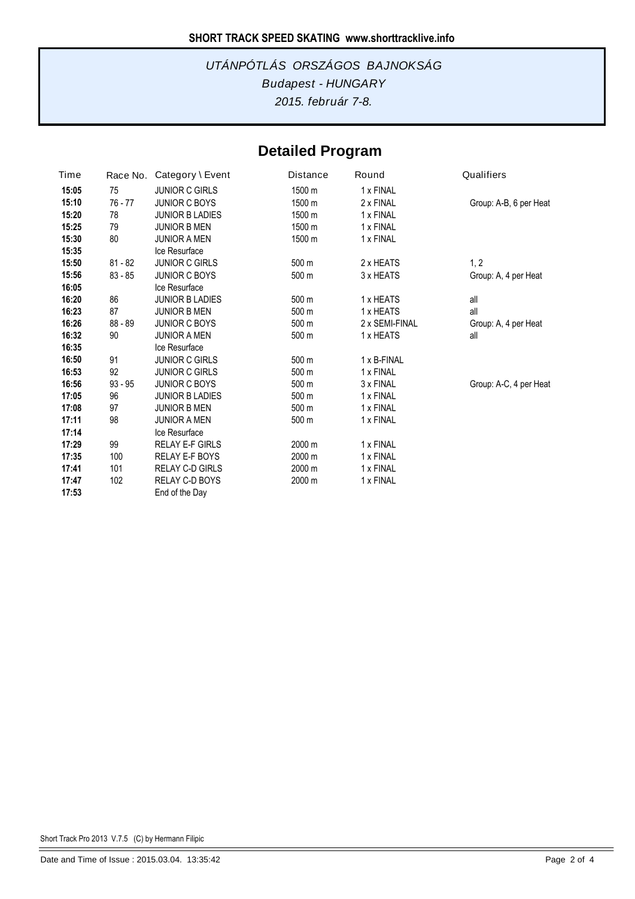**SHORT TRACK SPEED SKATING www.shorttracklive.info**

*UTÁNPÓTLÁS ORSZÁGOS BAJNOKSÁG*
*Budapest - HUNGARY*
*2015. február 7-8.*

## Detailed Program

| Time | Race No. | Category \ Event | Distance | Round | Qualifiers |
|---|---|---|---|---|---|
| **15:05** | 75 | JUNIOR C GIRLS | 1500 m | 1 x FINAL | |
| **15:10** | 76 - 77 | JUNIOR C BOYS | 1500 m | 2 x FINAL | Group: A-B, 6 per Heat |
| **15:20** | 78 | JUNIOR B LADIES | 1500 m | 1 x FINAL | |
| **15:25** | 79 | JUNIOR B MEN | 1500 m | 1 x FINAL | |
| **15:30** | 80 | JUNIOR A MEN | 1500 m | 1 x FINAL | |
| **15:35** | | Ice Resurface | | | |
| **15:50** | 81 - 82 | JUNIOR C GIRLS | 500 m | 2 x HEATS | 1, 2 |
| **15:56** | 83 - 85 | JUNIOR C BOYS | 500 m | 3 x HEATS | Group: A, 4 per Heat |
| **16:05** | | Ice Resurface | | | |
| **16:20** | 86 | JUNIOR B LADIES | 500 m | 1 x HEATS | all |
| **16:23** | 87 | JUNIOR B MEN | 500 m | 1 x HEATS | all |
| **16:26** | 88 - 89 | JUNIOR C BOYS | 500 m | 2 x SEMI-FINAL | Group: A, 4 per Heat |
| **16:32** | 90 | JUNIOR A MEN | 500 m | 1 x HEATS | all |
| **16:35** | | Ice Resurface | | | |
| **16:50** | 91 | JUNIOR C GIRLS | 500 m | 1 x B-FINAL | |
| **16:53** | 92 | JUNIOR C GIRLS | 500 m | 1 x FINAL | |
| **16:56** | 93 - 95 | JUNIOR C BOYS | 500 m | 3 x FINAL | Group: A-C, 4 per Heat |
| **17:05** | 96 | JUNIOR B LADIES | 500 m | 1 x FINAL | |
| **17:08** | 97 | JUNIOR B MEN | 500 m | 1 x FINAL | |
| **17:11** | 98 | JUNIOR A MEN | 500 m | 1 x FINAL | |
| **17:14** | | Ice Resurface | | | |
| **17:29** | 99 | RELAY E-F GIRLS | 2000 m | 1 x FINAL | |
| **17:35** | 100 | RELAY E-F BOYS | 2000 m | 1 x FINAL | |
| **17:41** | 101 | RELAY C-D GIRLS | 2000 m | 1 x FINAL | |
| **17:47** | 102 | RELAY C-D BOYS | 2000 m | 1 x FINAL | |
| **17:53** | | End of the Day | | | |

Short Track Pro 2013 V.7.5 (C) by Hermann Filipic

Date and Time of Issue : 2015.03.04. 13:35:42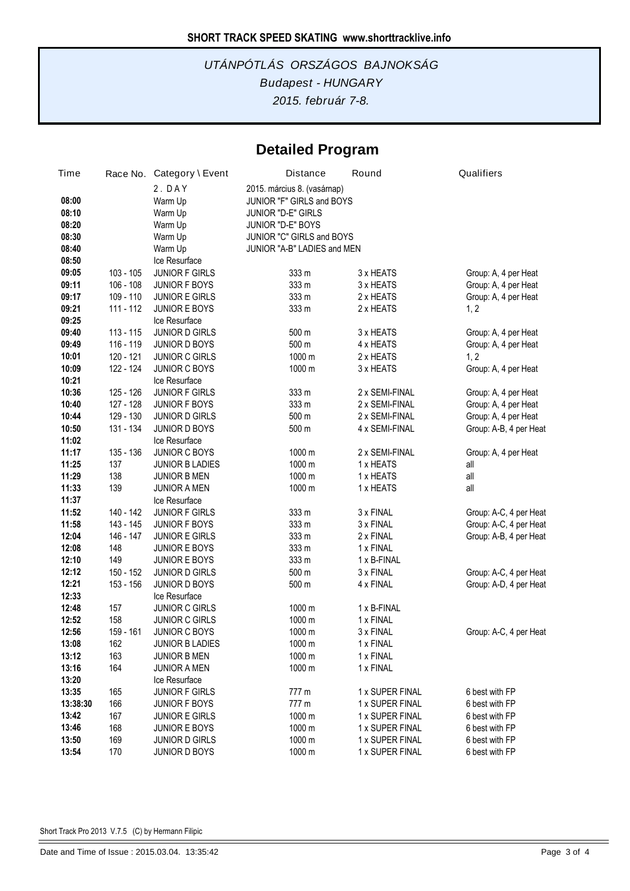**SHORT TRACK SPEED SKATING www.shorttracklive.info**

*UTÁNPÓTLÁS ORSZÁGOS BAJNOKSÁG*

*Budapest - HUNGARY*

*2015. február 7-8.*

## Detailed Program

| Time | Race No. | Category \ Event | Distance | Round | Qualifiers |
|---|---|---|---|---|---|
| | | 2 . D A Y | 2015. március 8. (vasárnap) | | |
| 08:00 | | Warm Up | JUNIOR "F" GIRLS and BOYS | | |
| 08:10 | | Warm Up | JUNIOR "D-E" GIRLS | | |
| 08:20 | | Warm Up | JUNIOR "D-E" BOYS | | |
| 08:30 | | Warm Up | JUNIOR "C" GIRLS and BOYS | | |
| 08:40 | | Warm Up | JUNIOR "A-B" LADIES and MEN | | |
| 08:50 | | Ice Resurface | | | |
| 09:05 | 103 - 105 | JUNIOR F GIRLS | 333 m | 3 x HEATS | Group: A, 4 per Heat |
| 09:11 | 106 - 108 | JUNIOR F BOYS | 333 m | 3 x HEATS | Group: A, 4 per Heat |
| 09:17 | 109 - 110 | JUNIOR E GIRLS | 333 m | 2 x HEATS | Group: A, 4 per Heat |
| 09:21 | 111 - 112 | JUNIOR E BOYS | 333 m | 2 x HEATS | 1, 2 |
| 09:25 | | Ice Resurface | | | |
| 09:40 | 113 - 115 | JUNIOR D GIRLS | 500 m | 3 x HEATS | Group: A, 4 per Heat |
| 09:49 | 116 - 119 | JUNIOR D BOYS | 500 m | 4 x HEATS | Group: A, 4 per Heat |
| 10:01 | 120 - 121 | JUNIOR C GIRLS | 1000 m | 2 x HEATS | 1, 2 |
| 10:09 | 122 - 124 | JUNIOR C BOYS | 1000 m | 3 x HEATS | Group: A, 4 per Heat |
| 10:21 | | Ice Resurface | | | |
| 10:36 | 125 - 126 | JUNIOR F GIRLS | 333 m | 2 x SEMI-FINAL | Group: A, 4 per Heat |
| 10:40 | 127 - 128 | JUNIOR F BOYS | 333 m | 2 x SEMI-FINAL | Group: A, 4 per Heat |
| 10:44 | 129 - 130 | JUNIOR D GIRLS | 500 m | 2 x SEMI-FINAL | Group: A, 4 per Heat |
| 10:50 | 131 - 134 | JUNIOR D BOYS | 500 m | 4 x SEMI-FINAL | Group: A-B, 4 per Heat |
| 11:02 | | Ice Resurface | | | |
| 11:17 | 135 - 136 | JUNIOR C BOYS | 1000 m | 2 x SEMI-FINAL | Group: A, 4 per Heat |
| 11:25 | 137 | JUNIOR B LADIES | 1000 m | 1 x HEATS | all |
| 11:29 | 138 | JUNIOR B MEN | 1000 m | 1 x HEATS | all |
| 11:33 | 139 | JUNIOR A MEN | 1000 m | 1 x HEATS | all |
| 11:37 | | Ice Resurface | | | |
| 11:52 | 140 - 142 | JUNIOR F GIRLS | 333 m | 3 x FINAL | Group: A-C, 4 per Heat |
| 11:58 | 143 - 145 | JUNIOR F BOYS | 333 m | 3 x FINAL | Group: A-C, 4 per Heat |
| 12:04 | 146 - 147 | JUNIOR E GIRLS | 333 m | 2 x FINAL | Group: A-B, 4 per Heat |
| 12:08 | 148 | JUNIOR E BOYS | 333 m | 1 x FINAL | |
| 12:10 | 149 | JUNIOR E BOYS | 333 m | 1 x B-FINAL | |
| 12:12 | 150 - 152 | JUNIOR D GIRLS | 500 m | 3 x FINAL | Group: A-C, 4 per Heat |
| 12:21 | 153 - 156 | JUNIOR D BOYS | 500 m | 4 x FINAL | Group: A-D, 4 per Heat |
| 12:33 | | Ice Resurface | | | |
| 12:48 | 157 | JUNIOR C GIRLS | 1000 m | 1 x B-FINAL | |
| 12:52 | 158 | JUNIOR C GIRLS | 1000 m | 1 x FINAL | |
| 12:56 | 159 - 161 | JUNIOR C BOYS | 1000 m | 3 x FINAL | Group: A-C, 4 per Heat |
| 13:08 | 162 | JUNIOR B LADIES | 1000 m | 1 x FINAL | |
| 13:12 | 163 | JUNIOR B MEN | 1000 m | 1 x FINAL | |
| 13:16 | 164 | JUNIOR A MEN | 1000 m | 1 x FINAL | |
| 13:20 | | Ice Resurface | | | |
| 13:35 | 165 | JUNIOR F GIRLS | 777 m | 1 x SUPER FINAL | 6 best with FP |
| 13:38:30 | 166 | JUNIOR F BOYS | 777 m | 1 x SUPER FINAL | 6 best with FP |
| 13:42 | 167 | JUNIOR E GIRLS | 1000 m | 1 x SUPER FINAL | 6 best with FP |
| 13:46 | 168 | JUNIOR E BOYS | 1000 m | 1 x SUPER FINAL | 6 best with FP |
| 13:50 | 169 | JUNIOR D GIRLS | 1000 m | 1 x SUPER FINAL | 6 best with FP |
| 13:54 | 170 | JUNIOR D BOYS | 1000 m | 1 x SUPER FINAL | 6 best with FP |

Short Track Pro 2013 V.7.5 (C) by Hermann Filipic

Date and Time of Issue : 2015.03.04. 13:35:42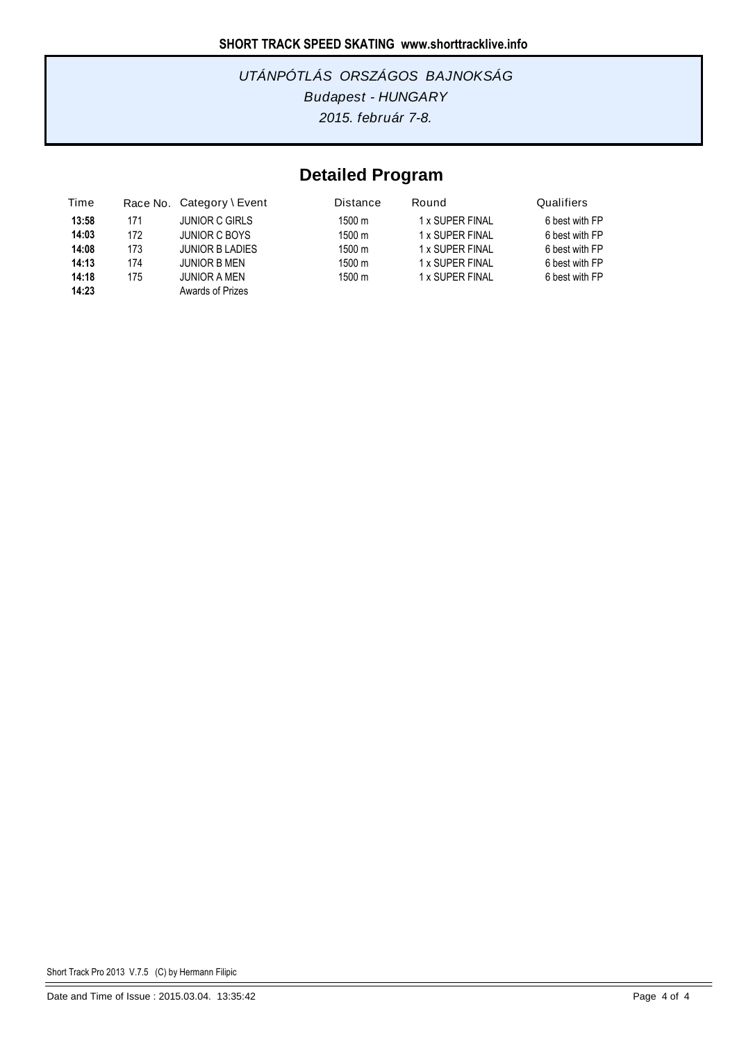*UTÁNPÓTLÁS ORSZÁGOS BAJNOKSÁG*

*Budapest - HUNGARY*

*2015. február 7-8.*

## Detailed Program

| Time | Race No. | Category \ Event | Distance | Round | Qualifiers |
|---|---|---|---|---|---|
| **13:58** | 171 | JUNIOR C GIRLS | 1500 m | 1 x SUPER FINAL | 6 best with FP |
| **14:03** | 172 | JUNIOR C BOYS | 1500 m | 1 x SUPER FINAL | 6 best with FP |
| **14:08** | 173 | JUNIOR B LADIES | 1500 m | 1 x SUPER FINAL | 6 best with FP |
| **14:13** | 174 | JUNIOR B MEN | 1500 m | 1 x SUPER FINAL | 6 best with FP |
| **14:18** | 175 | JUNIOR A MEN | 1500 m | 1 x SUPER FINAL | 6 best with FP |
| **14:23** | | Awards of Prizes | | | |

Short Track Pro 2013 V.7.5 (C) by Hermann Filipic

Date and Time of Issue : 2015.03.04. 13:35:42